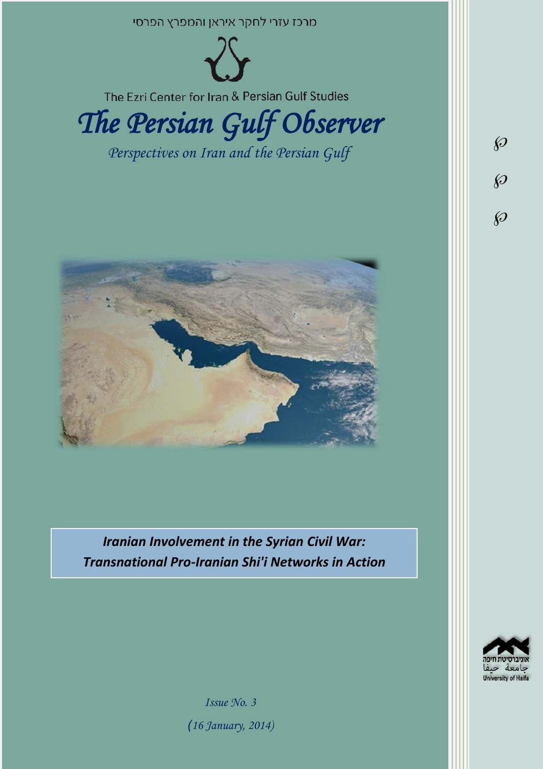מרכז עזרי לחקר איראן והמפרץ הפרסי

The Ezri Center for Iran & Persian Gulf Studies

# *The Persian Gulf Observer*

*Perspectives on Iran and the Persian Gulf*

## ***Iranian Involvement in the Syrian Civil War: Transnational Pro-Iranian Shi'i Networks in Action***

אוניברסיטת חיפה
جامعة حيفا
University of Haifa

*Issue No. 3*

*(16 January, 2014)*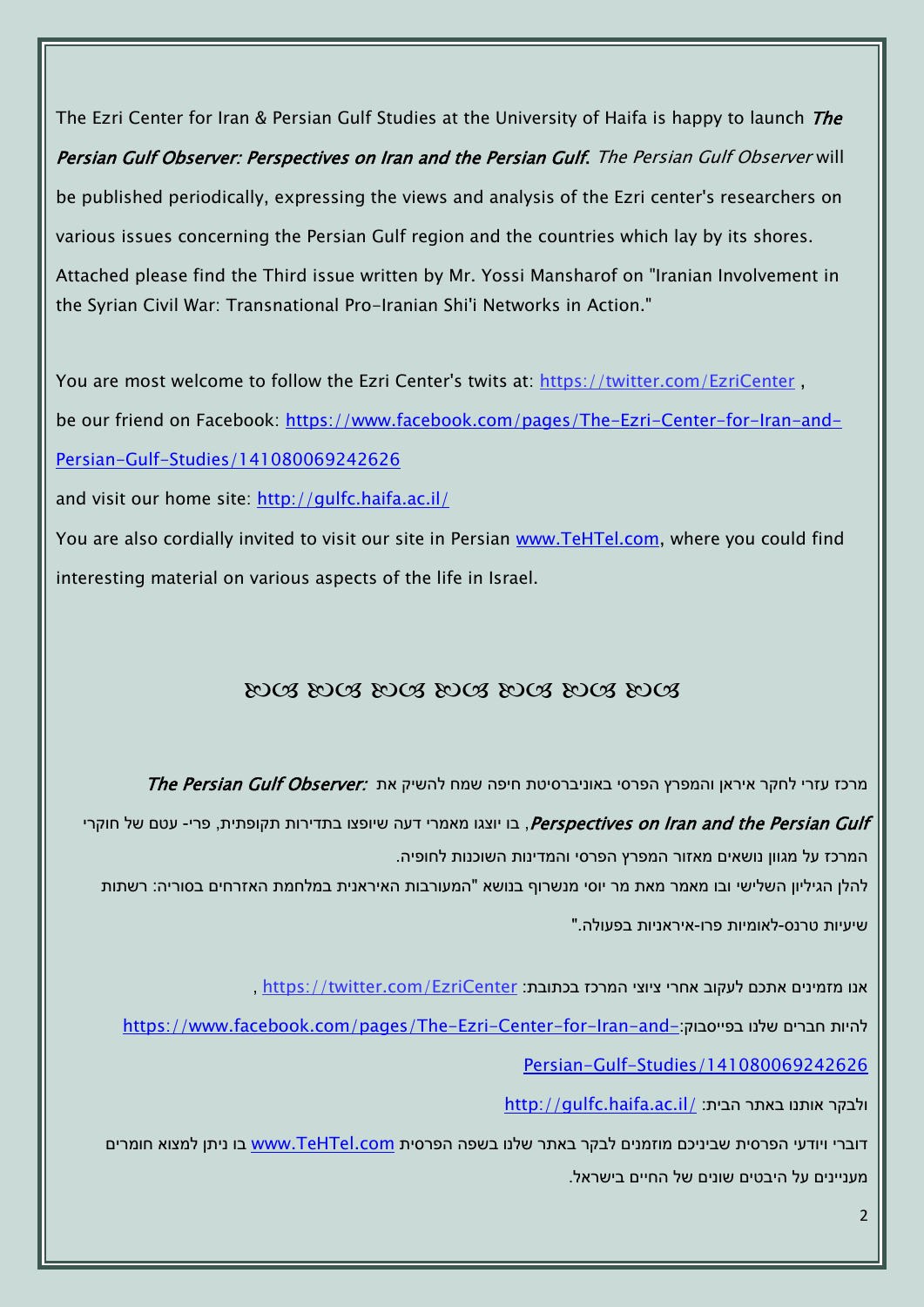The Ezri Center for Iran & Persian Gulf Studies at the University of Haifa is happy to launch *The Persian Gulf Observer: Perspectives on Iran and the Persian Gulf*. *The Persian Gulf Observer* will be published periodically, expressing the views and analysis of the Ezri center's researchers on various issues concerning the Persian Gulf region and the countries which lay by its shores.

Attached please find the Third issue written by Mr. Yossi Mansharof on "Iranian Involvement in the Syrian Civil War: Transnational Pro-Iranian Shi'i Networks in Action."

You are most welcome to follow the Ezri Center's twits at: https://twitter.com/EzriCenter ,

be our friend on Facebook: https://www.facebook.com/pages/The-Ezri-Center-for-Iran-and-Persian-Gulf-Studies/141080069242626

and visit our home site: http://gulfc.haifa.ac.il/

You are also cordially invited to visit our site in Persian www.TeHTel.com, where you could find interesting material on various aspects of the life in Israel.

ꕥ ꕥ ꕥ ꕥ ꕥ ꕥ ꕥ

מרכז עזרי לחקר איראן והמפרץ הפרסי באוניברסיטת חיפה שמח להשיק את ***The Persian Gulf Observer: Perspectives on Iran and the Persian Gulf***, בו יוצגו מאמרי דעה שיופצו בתדירות תקופתית, פרי- עטם של חוקרי המרכז על מגוון נושאים מאזור המפרץ הפרסי והמדינות השוכנות לחופיה.

להלן הגיליון השלישי ובו מאמר מאת מר יוסי מנשרוף בנושא "המעורבות האיראנית במלחמת האזרחים בסוריה: רשתות שיעיות טרנס-לאומיות פרו-איראניות בפעולה."

אנו מזמינים אתכם לעקוב אחרי ציוצי המרכז בכתובת: https://twitter.com/EzriCenter ,

להיות חברים שלנו בפייסבוק: https://www.facebook.com/pages/The-Ezri-Center-for-Iran-and-Persian-Gulf-Studies/141080069242626

ולבקר אותנו באתר הבית: http://gulfc.haifa.ac.il/

דוברי ויודעי הפרסית שביניכם מוזמנים לבקר באתר שלנו בשפה הפרסית www.TeHTel.com בו ניתן למצוא חומרים מעניינים על היבטים שונים של החיים בישראל.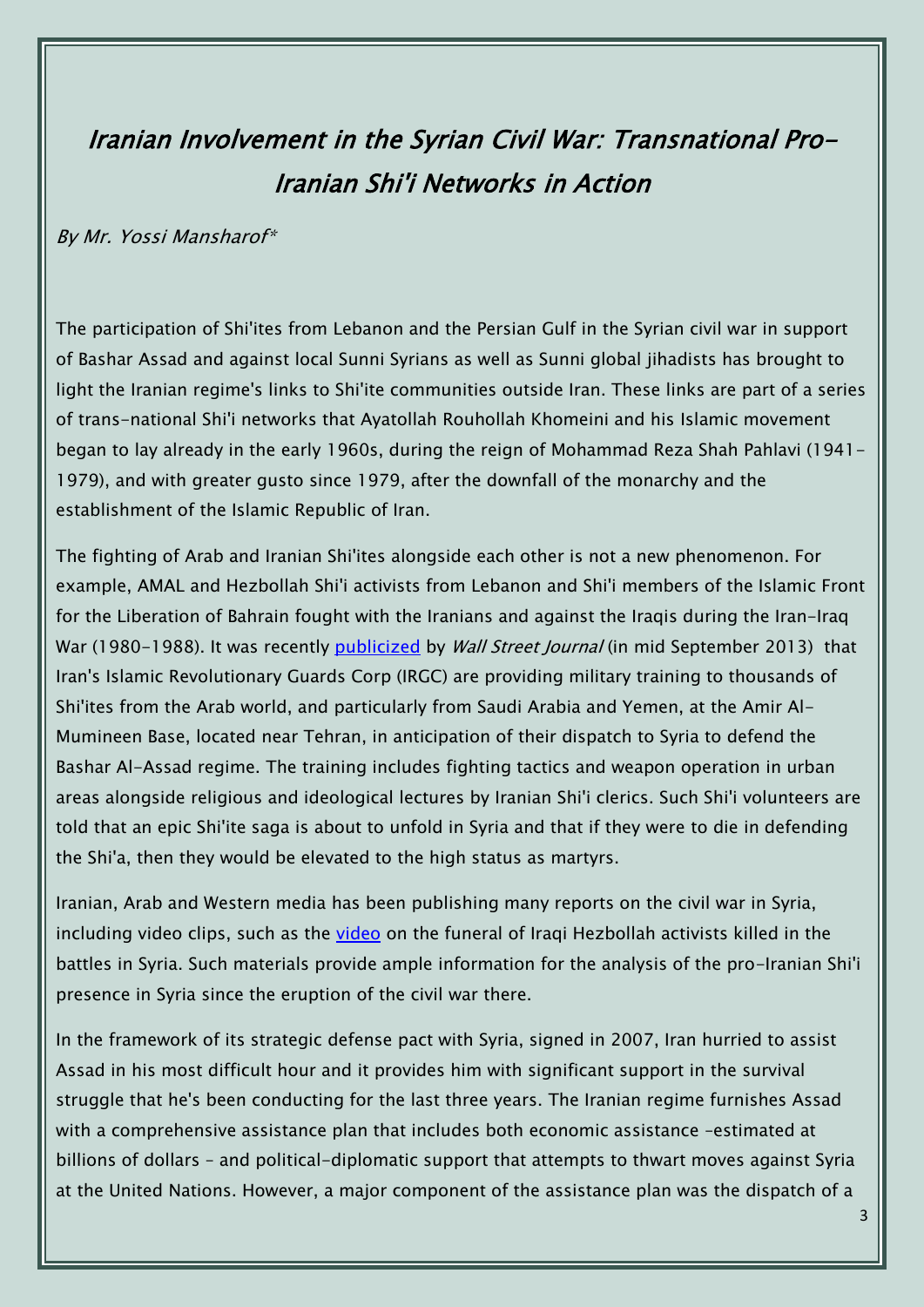# *Iranian Involvement in the Syrian Civil War: Transnational Pro-Iranian Shi'i Networks in Action*

*By Mr. Yossi Mansharof\**

The participation of Shi'ites from Lebanon and the Persian Gulf in the Syrian civil war in support of Bashar Assad and against local Sunni Syrians as well as Sunni global jihadists has brought to light the Iranian regime's links to Shi'ite communities outside Iran. These links are part of a series of trans-national Shi'i networks that Ayatollah Rouhollah Khomeini and his Islamic movement began to lay already in the early 1960s, during the reign of Mohammad Reza Shah Pahlavi (1941-1979), and with greater gusto since 1979, after the downfall of the monarchy and the establishment of the Islamic Republic of Iran.

The fighting of Arab and Iranian Shi'ites alongside each other is not a new phenomenon. For example, AMAL and Hezbollah Shi'i activists from Lebanon and Shi'i members of the Islamic Front for the Liberation of Bahrain fought with the Iranians and against the Iraqis during the Iran-Iraq War (1980-1988). It was recently publicized by *Wall Street Journal* (in mid September 2013) that Iran's Islamic Revolutionary Guards Corp (IRGC) are providing military training to thousands of Shi'ites from the Arab world, and particularly from Saudi Arabia and Yemen, at the Amir Al-Mumineen Base, located near Tehran, in anticipation of their dispatch to Syria to defend the Bashar Al-Assad regime. The training includes fighting tactics and weapon operation in urban areas alongside religious and ideological lectures by Iranian Shi'i clerics. Such Shi'i volunteers are told that an epic Shi'ite saga is about to unfold in Syria and that if they were to die in defending the Shi'a, then they would be elevated to the high status as martyrs.

Iranian, Arab and Western media has been publishing many reports on the civil war in Syria, including video clips, such as the video on the funeral of Iraqi Hezbollah activists killed in the battles in Syria. Such materials provide ample information for the analysis of the pro-Iranian Shi'i presence in Syria since the eruption of the civil war there.

In the framework of its strategic defense pact with Syria, signed in 2007, Iran hurried to assist Assad in his most difficult hour and it provides him with significant support in the survival struggle that he's been conducting for the last three years. The Iranian regime furnishes Assad with a comprehensive assistance plan that includes both economic assistance –estimated at billions of dollars – and political-diplomatic support that attempts to thwart moves against Syria at the United Nations. However, a major component of the assistance plan was the dispatch of a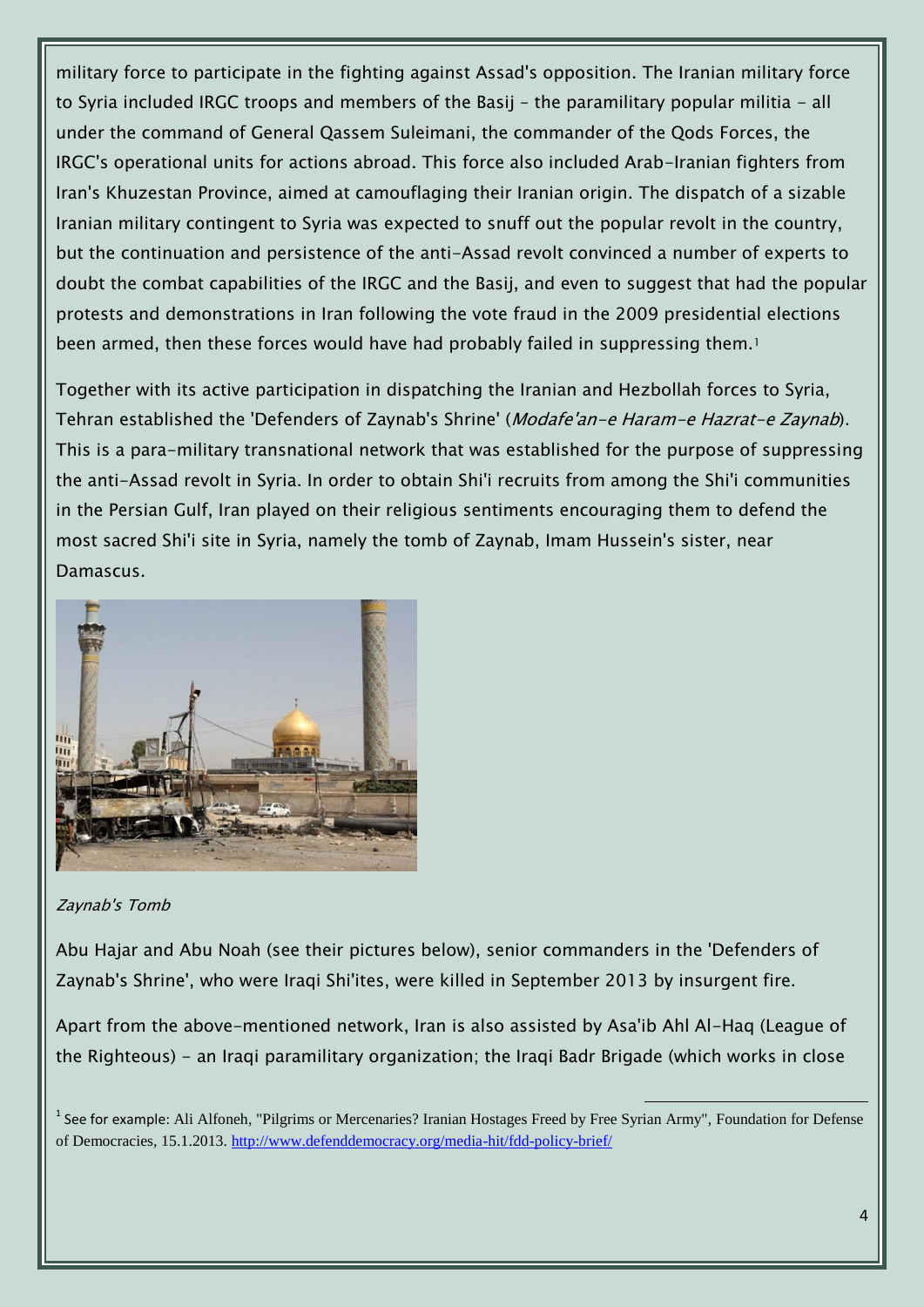military force to participate in the fighting against Assad's opposition. The Iranian military force to Syria included IRGC troops and members of the Basij – the paramilitary popular militia – all under the command of General Qassem Suleimani, the commander of the Qods Forces, the IRGC's operational units for actions abroad. This force also included Arab-Iranian fighters from Iran's Khuzestan Province, aimed at camouflaging their Iranian origin. The dispatch of a sizable Iranian military contingent to Syria was expected to snuff out the popular revolt in the country, but the continuation and persistence of the anti-Assad revolt convinced a number of experts to doubt the combat capabilities of the IRGC and the Basij, and even to suggest that had the popular protests and demonstrations in Iran following the vote fraud in the 2009 presidential elections been armed, then these forces would have had probably failed in suppressing them.[1]

Together with its active participation in dispatching the Iranian and Hezbollah forces to Syria, Tehran established the 'Defenders of Zaynab's Shrine' (*Modafe'an-e Haram-e Hazrat-e Zaynab*). This is a para-military transnational network that was established for the purpose of suppressing the anti-Assad revolt in Syria. In order to obtain Shi'i recruits from among the Shi'i communities in the Persian Gulf, Iran played on their religious sentiments encouraging them to defend the most sacred Shi'i site in Syria, namely the tomb of Zaynab, Imam Hussein's sister, near Damascus.

*Zaynab's Tomb*

Abu Hajar and Abu Noah (see their pictures below), senior commanders in the 'Defenders of Zaynab's Shrine', who were Iraqi Shi'ites, were killed in September 2013 by insurgent fire.

Apart from the above-mentioned network, Iran is also assisted by Asa'ib Ahl Al-Haq (League of the Righteous) – an Iraqi paramilitary organization; the Iraqi Badr Brigade (which works in close

[1] See for example: Ali Alfoneh, "Pilgrims or Mercenaries? Iranian Hostages Freed by Free Syrian Army", Foundation for Defense of Democracies, 15.1.2013. http://www.defenddemocracy.org/media-hit/fdd-policy-brief/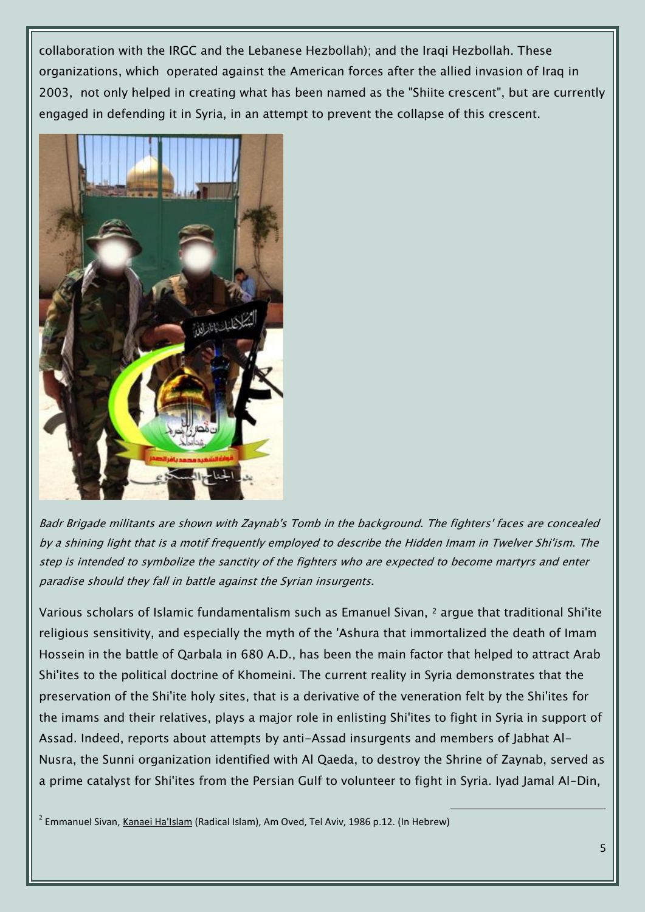collaboration with the IRGC and the Lebanese Hezbollah); and the Iraqi Hezbollah. These organizations, which operated against the American forces after the allied invasion of Iraq in 2003, not only helped in creating what has been named as the "Shiite crescent", but are currently engaged in defending it in Syria, in an attempt to prevent the collapse of this crescent.

*Badr Brigade militants are shown with Zaynab's Tomb in the background. The fighters' faces are concealed by a shining light that is a motif frequently employed to describe the Hidden Imam in Twelver Shi'ism. The step is intended to symbolize the sanctity of the fighters who are expected to become martyrs and enter paradise should they fall in battle against the Syrian insurgents.*

Various scholars of Islamic fundamentalism such as Emanuel Sivan, [2] argue that traditional Shi'ite religious sensitivity, and especially the myth of the 'Ashura that immortalized the death of Imam Hossein in the battle of Qarbala in 680 A.D., has been the main factor that helped to attract Arab Shi'ites to the political doctrine of Khomeini. The current reality in Syria demonstrates that the preservation of the Shi'ite holy sites, that is a derivative of the veneration felt by the Shi'ites for the imams and their relatives, plays a major role in enlisting Shi'ites to fight in Syria in support of Assad. Indeed, reports about attempts by anti-Assad insurgents and members of Jabhat Al-Nusra, the Sunni organization identified with Al Qaeda, to destroy the Shrine of Zaynab, served as a prime catalyst for Shi'ites from the Persian Gulf to volunteer to fight in Syria. Iyad Jamal Al-Din,

[2] Emmanuel Sivan, Kanaei Ha'Islam (Radical Islam), Am Oved, Tel Aviv, 1986 p.12. (In Hebrew)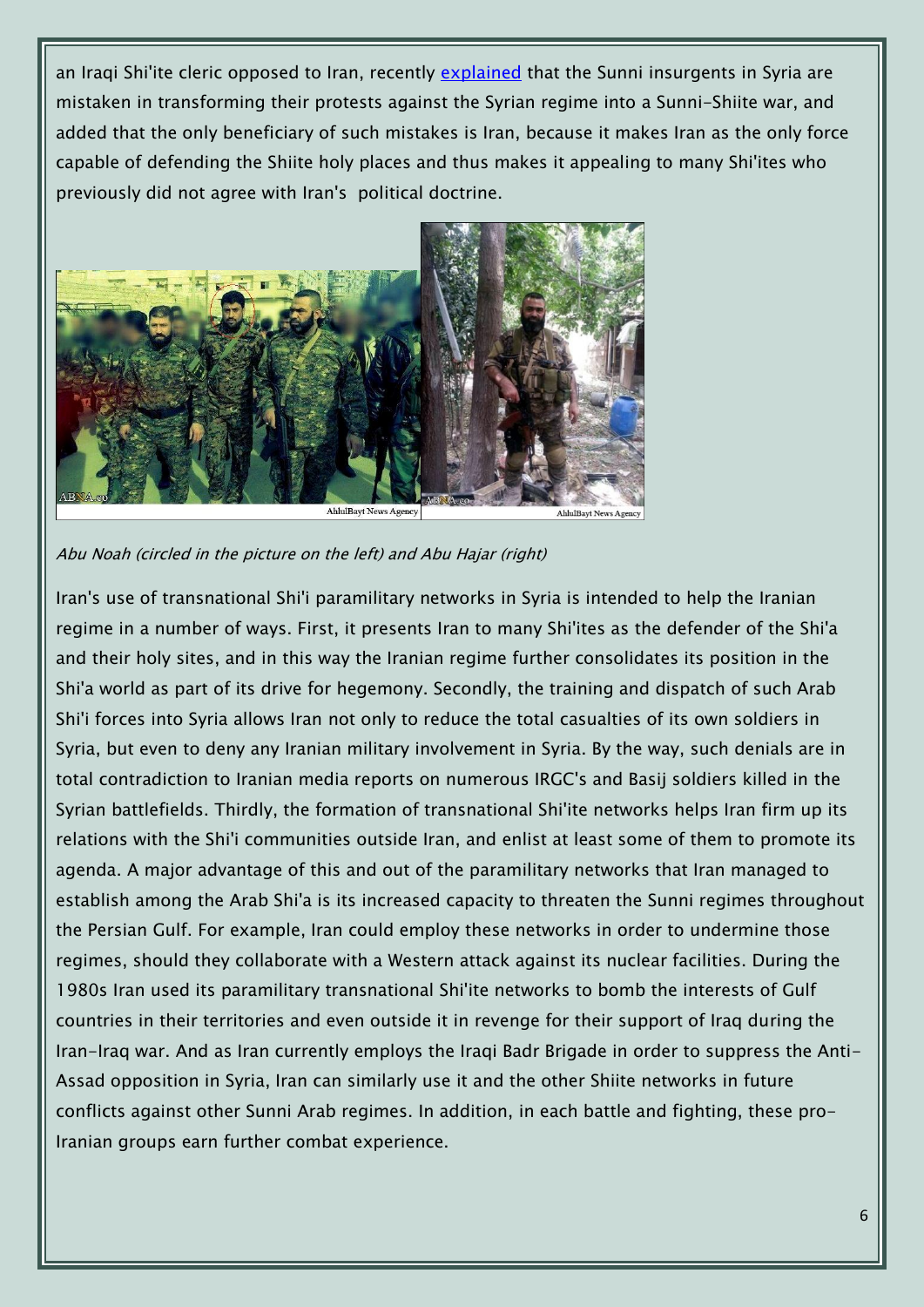an Iraqi Shi'ite cleric opposed to Iran, recently [explained](#) that the Sunni insurgents in Syria are mistaken in transforming their protests against the Syrian regime into a Sunni-Shiite war, and added that the only beneficiary of such mistakes is Iran, because it makes Iran as the only force capable of defending the Shiite holy places and thus makes it appealing to many Shi'ites who previously did not agree with Iran's political doctrine.

*Abu Noah (circled in the picture on the left) and Abu Hajar (right)*

Iran's use of transnational Shi'i paramilitary networks in Syria is intended to help the Iranian regime in a number of ways. First, it presents Iran to many Shi'ites as the defender of the Shi'a and their holy sites, and in this way the Iranian regime further consolidates its position in the Shi'a world as part of its drive for hegemony. Secondly, the training and dispatch of such Arab Shi'i forces into Syria allows Iran not only to reduce the total casualties of its own soldiers in Syria, but even to deny any Iranian military involvement in Syria. By the way, such denials are in total contradiction to Iranian media reports on numerous IRGC's and Basij soldiers killed in the Syrian battlefields. Thirdly, the formation of transnational Shi'ite networks helps Iran firm up its relations with the Shi'i communities outside Iran, and enlist at least some of them to promote its agenda. A major advantage of this and out of the paramilitary networks that Iran managed to establish among the Arab Shi'a is its increased capacity to threaten the Sunni regimes throughout the Persian Gulf. For example, Iran could employ these networks in order to undermine those regimes, should they collaborate with a Western attack against its nuclear facilities. During the 1980s Iran used its paramilitary transnational Shi'ite networks to bomb the interests of Gulf countries in their territories and even outside it in revenge for their support of Iraq during the Iran-Iraq war. And as Iran currently employs the Iraqi Badr Brigade in order to suppress the Anti-Assad opposition in Syria, Iran can similarly use it and the other Shiite networks in future conflicts against other Sunni Arab regimes. In addition, in each battle and fighting, these pro-Iranian groups earn further combat experience.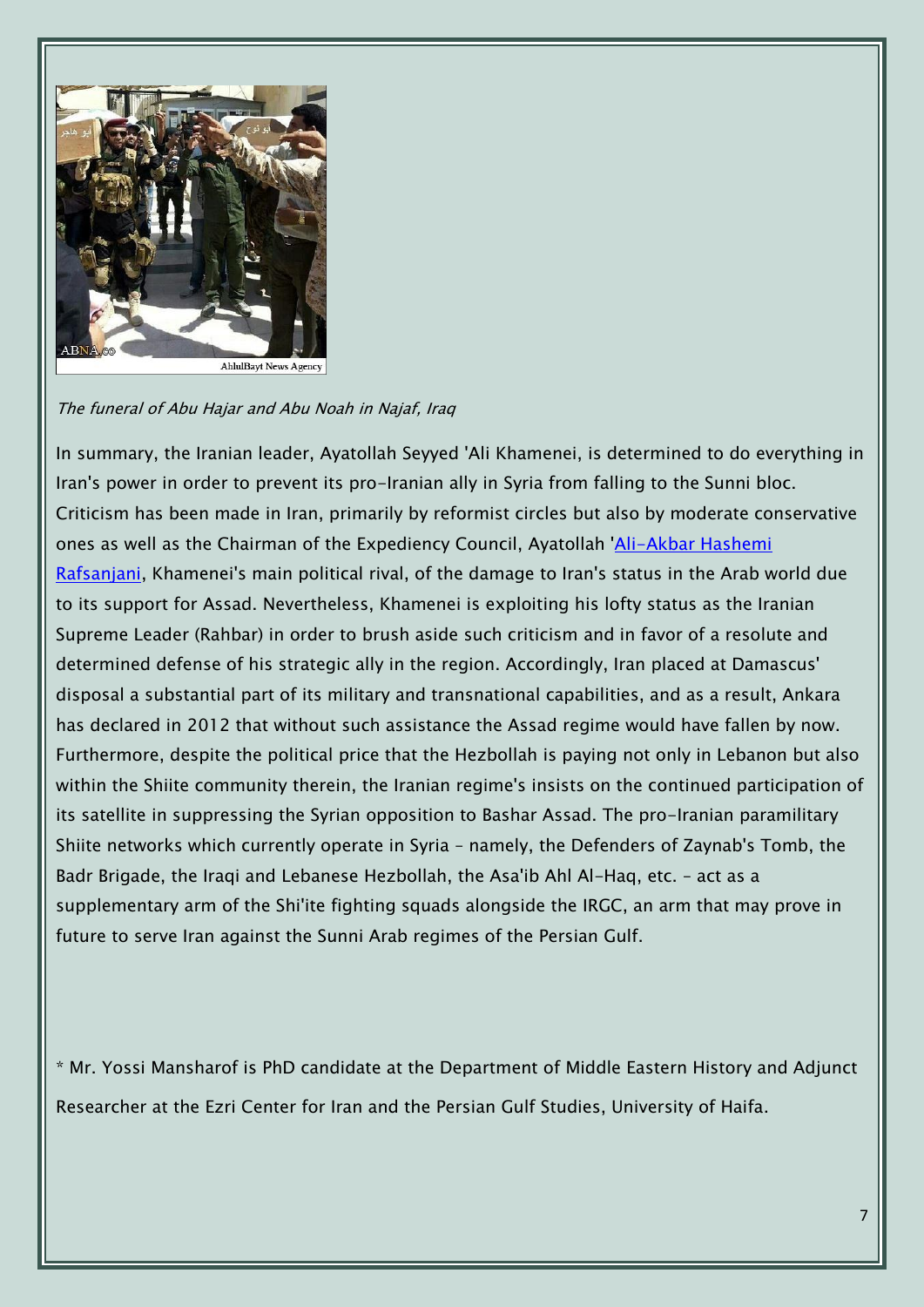*The funeral of Abu Hajar and Abu Noah in Najaf, Iraq*

In summary, the Iranian leader, Ayatollah Seyyed 'Ali Khamenei, is determined to do everything in Iran's power in order to prevent its pro-Iranian ally in Syria from falling to the Sunni bloc. Criticism has been made in Iran, primarily by reformist circles but also by moderate conservative ones as well as the Chairman of the Expediency Council, Ayatollah 'Ali-Akbar Hashemi Rafsanjani, Khamenei's main political rival, of the damage to Iran's status in the Arab world due to its support for Assad. Nevertheless, Khamenei is exploiting his lofty status as the Iranian Supreme Leader (Rahbar) in order to brush aside such criticism and in favor of a resolute and determined defense of his strategic ally in the region. Accordingly, Iran placed at Damascus' disposal a substantial part of its military and transnational capabilities, and as a result, Ankara has declared in 2012 that without such assistance the Assad regime would have fallen by now. Furthermore, despite the political price that the Hezbollah is paying not only in Lebanon but also within the Shiite community therein, the Iranian regime's insists on the continued participation of its satellite in suppressing the Syrian opposition to Bashar Assad. The pro-Iranian paramilitary Shiite networks which currently operate in Syria – namely, the Defenders of Zaynab's Tomb, the Badr Brigade, the Iraqi and Lebanese Hezbollah, the Asa'ib Ahl Al-Haq, etc. – act as a supplementary arm of the Shi'ite fighting squads alongside the IRGC, an arm that may prove in future to serve Iran against the Sunni Arab regimes of the Persian Gulf.

* Mr. Yossi Mansharof is PhD candidate at the Department of Middle Eastern History and Adjunct Researcher at the Ezri Center for Iran and the Persian Gulf Studies, University of Haifa.